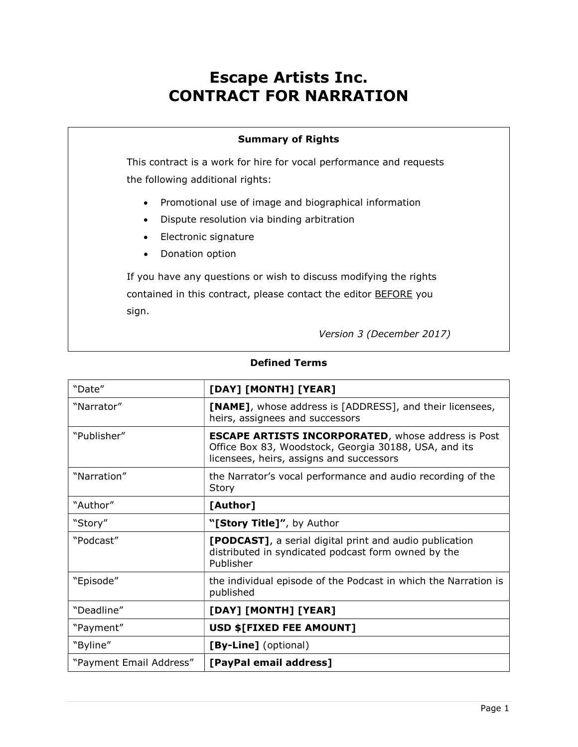# Escape Artists Inc.
# CONTRACT FOR NARRATION

**Summary of Rights**

This contract is a work for hire for vocal performance and requests the following additional rights:

- Promotional use of image and biographical information
- Dispute resolution via binding arbitration
- Electronic signature
- Donation option

If you have any questions or wish to discuss modifying the rights contained in this contract, please contact the editor BEFORE you sign.

*Version 3 (December 2017)*

**Defined Terms**

| | |
|---|---|
| "Date" | **[DAY] [MONTH] [YEAR]** |
| "Narrator" | **[NAME]**, whose address is [ADDRESS], and their licensees, heirs, assignees and successors |
| "Publisher" | **ESCAPE ARTISTS INCORPORATED**, whose address is Post Office Box 83, Woodstock, Georgia 30188, USA, and its licensees, heirs, assigns and successors |
| "Narration" | the Narrator's vocal performance and audio recording of the Story |
| "Author" | **[Author]** |
| "Story" | **"[Story Title]"**, by Author |
| "Podcast" | **[PODCAST]**, a serial digital print and audio publication distributed in syndicated podcast form owned by the Publisher |
| "Episode" | the individual episode of the Podcast in which the Narration is published |
| "Deadline" | **[DAY] [MONTH] [YEAR]** |
| "Payment" | **USD $[FIXED FEE AMOUNT]** |
| "Byline" | **[By-Line]** (optional) |
| "Payment Email Address" | **[PayPal email address]** |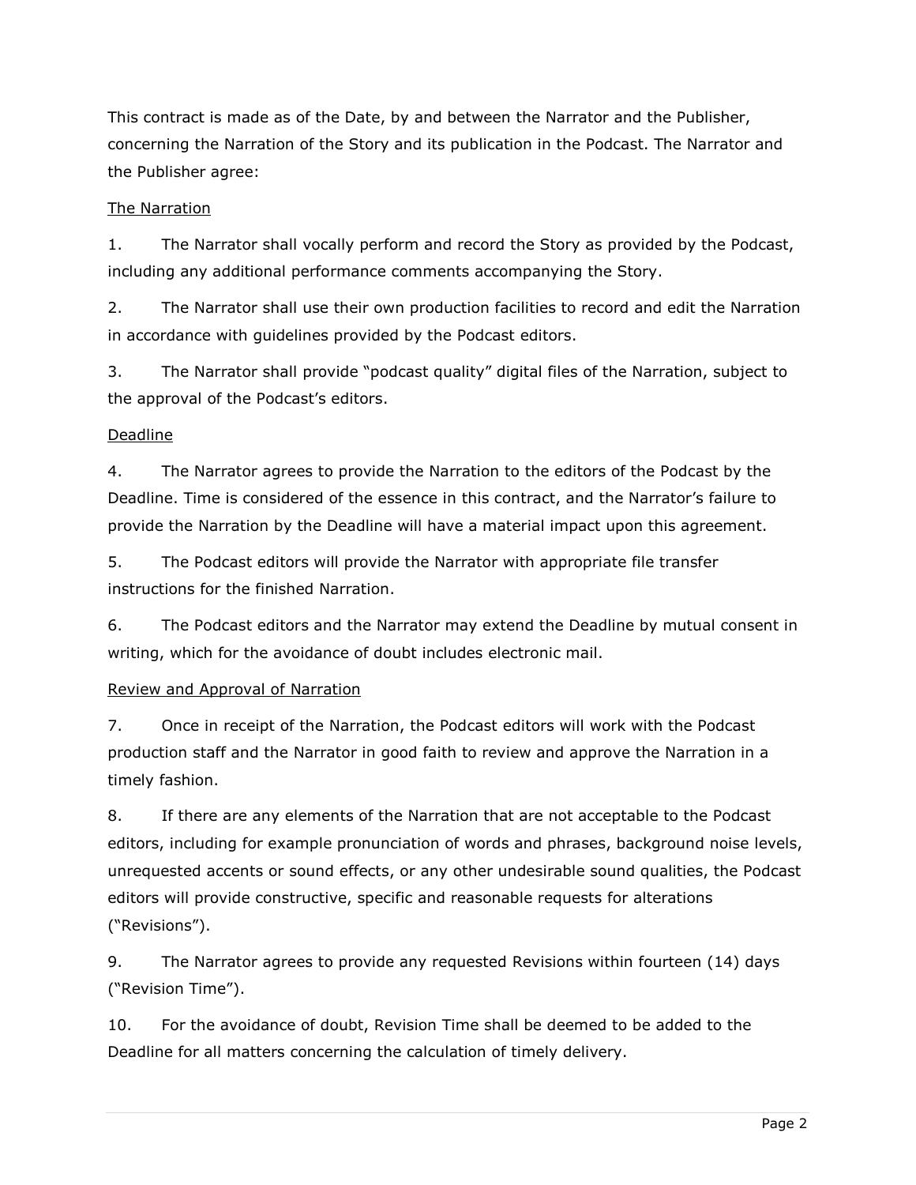This contract is made as of the Date, by and between the Narrator and the Publisher, concerning the Narration of the Story and its publication in the Podcast. The Narrator and the Publisher agree:

<u>The Narration</u>

1. The Narrator shall vocally perform and record the Story as provided by the Podcast, including any additional performance comments accompanying the Story.

2. The Narrator shall use their own production facilities to record and edit the Narration in accordance with guidelines provided by the Podcast editors.

3. The Narrator shall provide "podcast quality" digital files of the Narration, subject to the approval of the Podcast's editors.

<u>Deadline</u>

4. The Narrator agrees to provide the Narration to the editors of the Podcast by the Deadline. Time is considered of the essence in this contract, and the Narrator's failure to provide the Narration by the Deadline will have a material impact upon this agreement.

5. The Podcast editors will provide the Narrator with appropriate file transfer instructions for the finished Narration.

6. The Podcast editors and the Narrator may extend the Deadline by mutual consent in writing, which for the avoidance of doubt includes electronic mail.

<u>Review and Approval of Narration</u>

7. Once in receipt of the Narration, the Podcast editors will work with the Podcast production staff and the Narrator in good faith to review and approve the Narration in a timely fashion.

8. If there are any elements of the Narration that are not acceptable to the Podcast editors, including for example pronunciation of words and phrases, background noise levels, unrequested accents or sound effects, or any other undesirable sound qualities, the Podcast editors will provide constructive, specific and reasonable requests for alterations ("Revisions").

9. The Narrator agrees to provide any requested Revisions within fourteen (14) days ("Revision Time").

10. For the avoidance of doubt, Revision Time shall be deemed to be added to the Deadline for all matters concerning the calculation of timely delivery.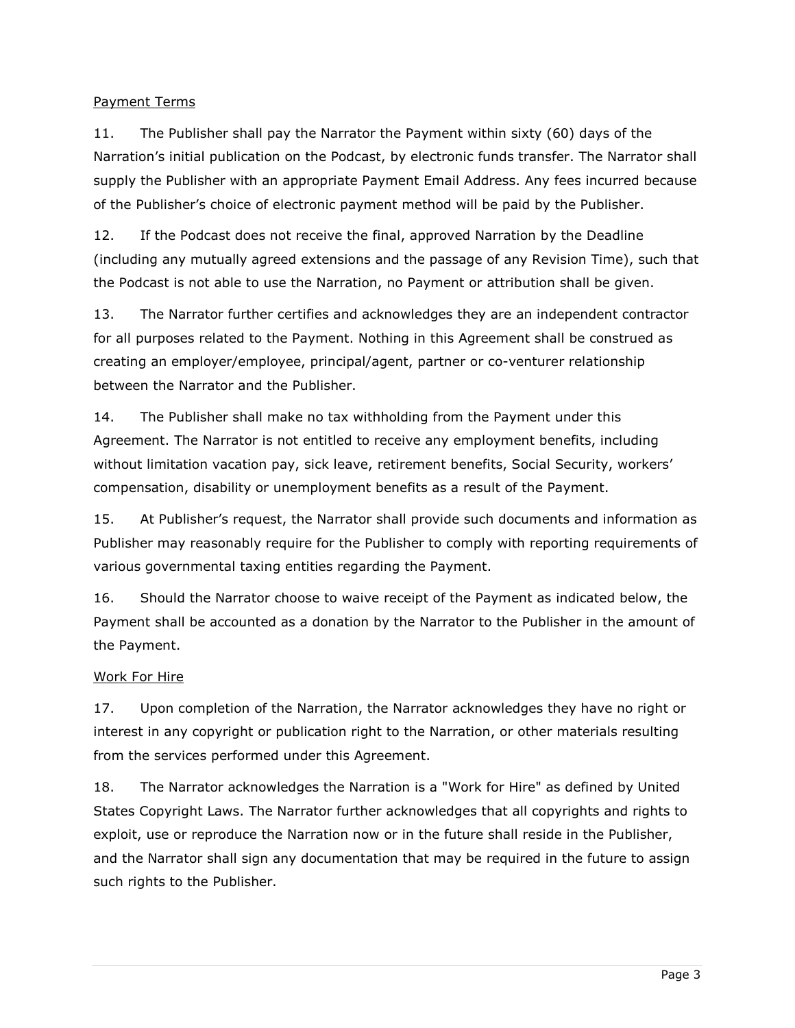Payment Terms

11. The Publisher shall pay the Narrator the Payment within sixty (60) days of the Narration's initial publication on the Podcast, by electronic funds transfer. The Narrator shall supply the Publisher with an appropriate Payment Email Address. Any fees incurred because of the Publisher's choice of electronic payment method will be paid by the Publisher.

12. If the Podcast does not receive the final, approved Narration by the Deadline (including any mutually agreed extensions and the passage of any Revision Time), such that the Podcast is not able to use the Narration, no Payment or attribution shall be given.

13. The Narrator further certifies and acknowledges they are an independent contractor for all purposes related to the Payment. Nothing in this Agreement shall be construed as creating an employer/employee, principal/agent, partner or co-venturer relationship between the Narrator and the Publisher.

14. The Publisher shall make no tax withholding from the Payment under this Agreement. The Narrator is not entitled to receive any employment benefits, including without limitation vacation pay, sick leave, retirement benefits, Social Security, workers' compensation, disability or unemployment benefits as a result of the Payment.

15. At Publisher's request, the Narrator shall provide such documents and information as Publisher may reasonably require for the Publisher to comply with reporting requirements of various governmental taxing entities regarding the Payment.

16. Should the Narrator choose to waive receipt of the Payment as indicated below, the Payment shall be accounted as a donation by the Narrator to the Publisher in the amount of the Payment.

Work For Hire

17. Upon completion of the Narration, the Narrator acknowledges they have no right or interest in any copyright or publication right to the Narration, or other materials resulting from the services performed under this Agreement.

18. The Narrator acknowledges the Narration is a "Work for Hire" as defined by United States Copyright Laws. The Narrator further acknowledges that all copyrights and rights to exploit, use or reproduce the Narration now or in the future shall reside in the Publisher, and the Narrator shall sign any documentation that may be required in the future to assign such rights to the Publisher.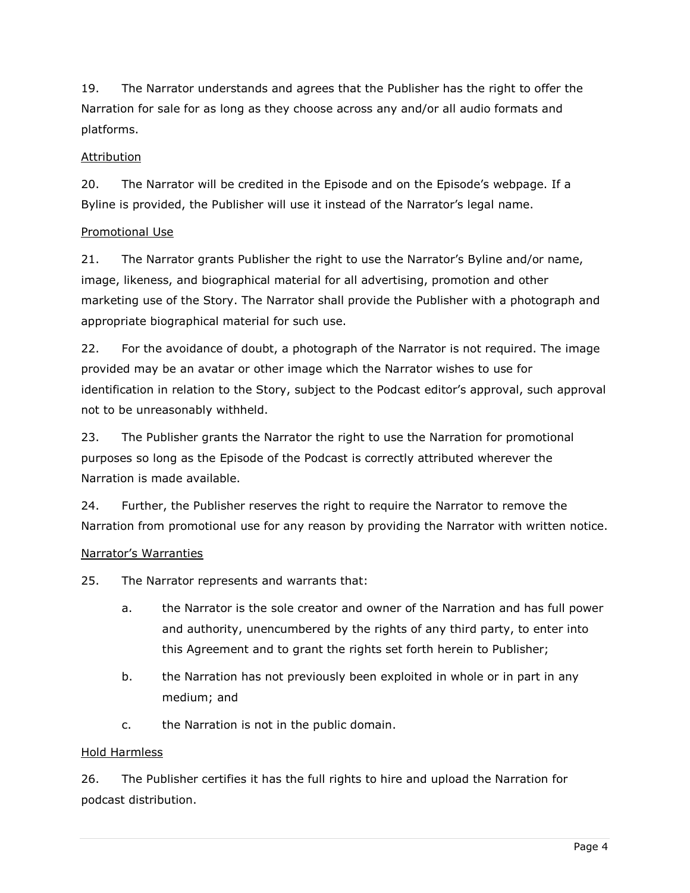19. The Narrator understands and agrees that the Publisher has the right to offer the Narration for sale for as long as they choose across any and/or all audio formats and platforms.

<u>Attribution</u>

20. The Narrator will be credited in the Episode and on the Episode's webpage. If a Byline is provided, the Publisher will use it instead of the Narrator's legal name.

<u>Promotional Use</u>

21. The Narrator grants Publisher the right to use the Narrator's Byline and/or name, image, likeness, and biographical material for all advertising, promotion and other marketing use of the Story. The Narrator shall provide the Publisher with a photograph and appropriate biographical material for such use.

22. For the avoidance of doubt, a photograph of the Narrator is not required. The image provided may be an avatar or other image which the Narrator wishes to use for identification in relation to the Story, subject to the Podcast editor's approval, such approval not to be unreasonably withheld.

23. The Publisher grants the Narrator the right to use the Narration for promotional purposes so long as the Episode of the Podcast is correctly attributed wherever the Narration is made available.

24. Further, the Publisher reserves the right to require the Narrator to remove the Narration from promotional use for any reason by providing the Narrator with written notice.

<u>Narrator's Warranties</u>

25. The Narrator represents and warrants that:

  a. the Narrator is the sole creator and owner of the Narration and has full power and authority, unencumbered by the rights of any third party, to enter into this Agreement and to grant the rights set forth herein to Publisher;

  b. the Narration has not previously been exploited in whole or in part in any medium; and

  c. the Narration is not in the public domain.

<u>Hold Harmless</u>

26. The Publisher certifies it has the full rights to hire and upload the Narration for podcast distribution.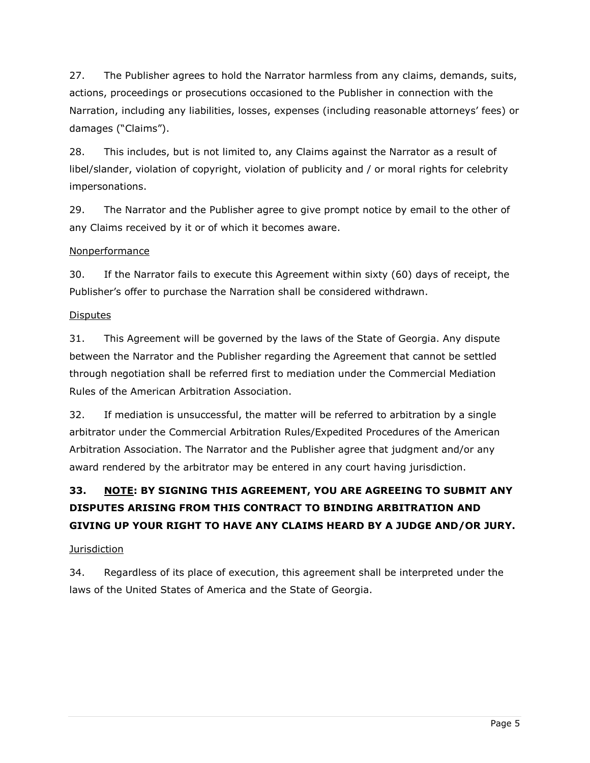27. The Publisher agrees to hold the Narrator harmless from any claims, demands, suits, actions, proceedings or prosecutions occasioned to the Publisher in connection with the Narration, including any liabilities, losses, expenses (including reasonable attorneys' fees) or damages ("Claims").

28. This includes, but is not limited to, any Claims against the Narrator as a result of libel/slander, violation of copyright, violation of publicity and / or moral rights for celebrity impersonations.

29. The Narrator and the Publisher agree to give prompt notice by email to the other of any Claims received by it or of which it becomes aware.

<u>Nonperformance</u>

30. If the Narrator fails to execute this Agreement within sixty (60) days of receipt, the Publisher's offer to purchase the Narration shall be considered withdrawn.

<u>Disputes</u>

31. This Agreement will be governed by the laws of the State of Georgia. Any dispute between the Narrator and the Publisher regarding the Agreement that cannot be settled through negotiation shall be referred first to mediation under the Commercial Mediation Rules of the American Arbitration Association.

32. If mediation is unsuccessful, the matter will be referred to arbitration by a single arbitrator under the Commercial Arbitration Rules/Expedited Procedures of the American Arbitration Association. The Narrator and the Publisher agree that judgment and/or any award rendered by the arbitrator may be entered in any court having jurisdiction.

**33. <u>NOTE</u>: BY SIGNING THIS AGREEMENT, YOU ARE AGREEING TO SUBMIT ANY DISPUTES ARISING FROM THIS CONTRACT TO BINDING ARBITRATION AND GIVING UP YOUR RIGHT TO HAVE ANY CLAIMS HEARD BY A JUDGE AND/OR JURY.**

<u>Jurisdiction</u>

34. Regardless of its place of execution, this agreement shall be interpreted under the laws of the United States of America and the State of Georgia.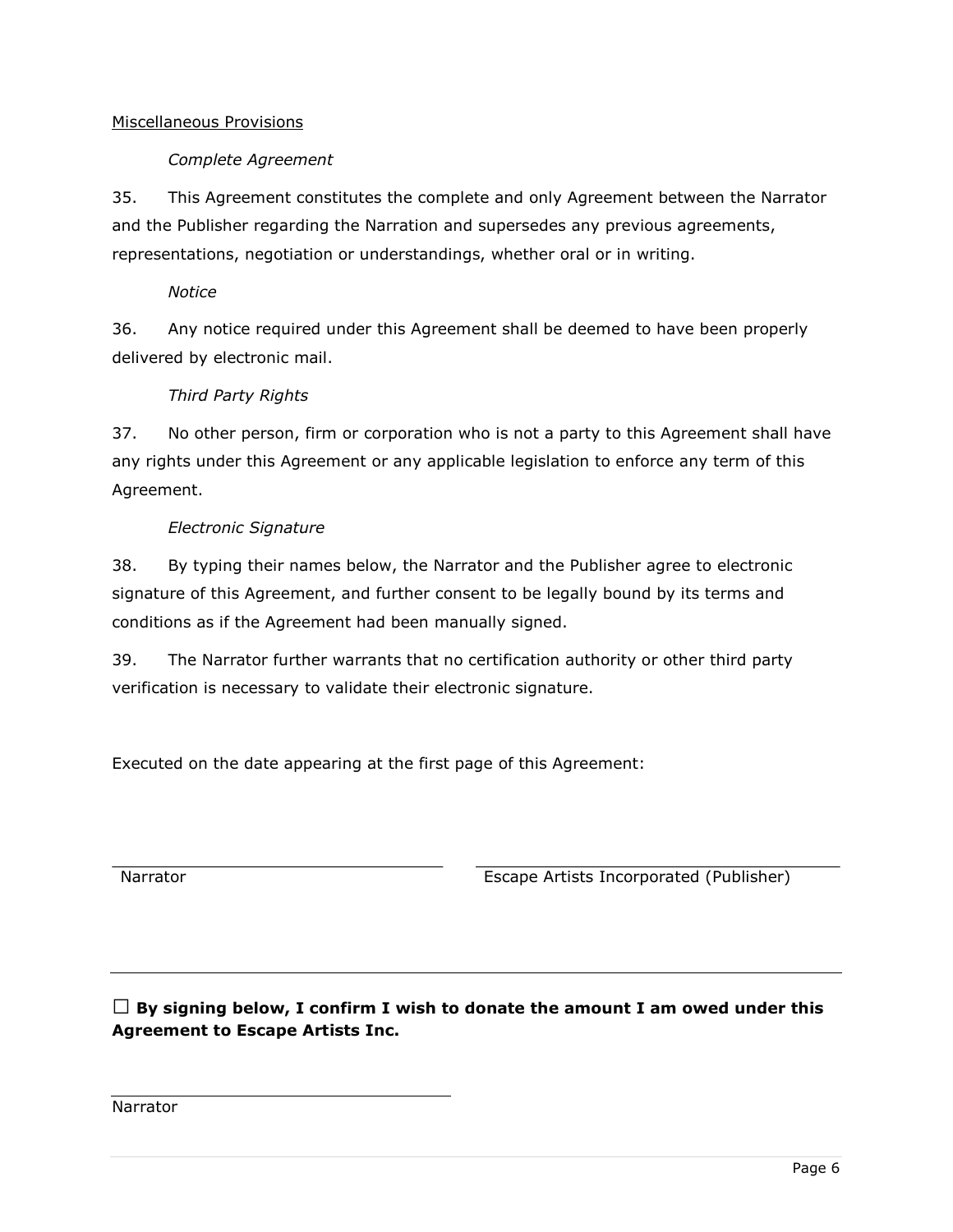Miscellaneous Provisions

*Complete Agreement*

35. This Agreement constitutes the complete and only Agreement between the Narrator and the Publisher regarding the Narration and supersedes any previous agreements, representations, negotiation or understandings, whether oral or in writing.

*Notice*

36. Any notice required under this Agreement shall be deemed to have been properly delivered by electronic mail.

*Third Party Rights*

37. No other person, firm or corporation who is not a party to this Agreement shall have any rights under this Agreement or any applicable legislation to enforce any term of this Agreement.

*Electronic Signature*

38. By typing their names below, the Narrator and the Publisher agree to electronic signature of this Agreement, and further consent to be legally bound by its terms and conditions as if the Agreement had been manually signed.

39. The Narrator further warrants that no certification authority or other third party verification is necessary to validate their electronic signature.

Executed on the date appearing at the first page of this Agreement:

\_\_\_\_\_\_\_\_\_\_\_\_\_\_\_\_\_\_\_\_\_\_\_\_\_\_\_\_\_\_\_\_
Narrator

\_\_\_\_\_\_\_\_\_\_\_\_\_\_\_\_\_\_\_\_\_\_\_\_\_\_\_\_\_\_\_\_
Escape Artists Incorporated (Publisher)

---

☐ **By signing below, I confirm I wish to donate the amount I am owed under this Agreement to Escape Artists Inc.**

\_\_\_\_\_\_\_\_\_\_\_\_\_\_\_\_\_\_\_\_\_\_\_\_\_\_\_\_\_\_\_\_
Narrator